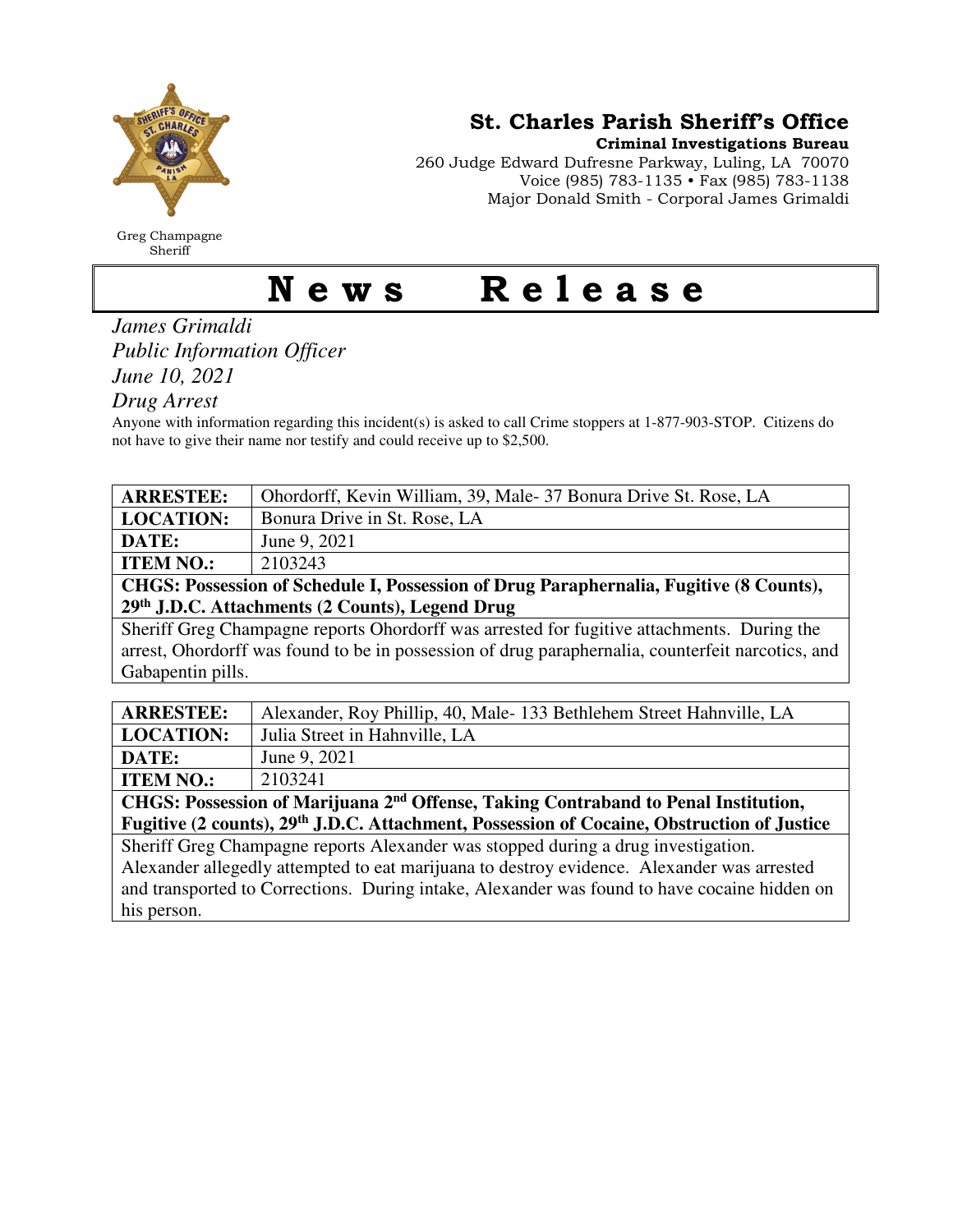Greg Champagne
Sheriff

# St. Charles Parish Sheriff's Office

**Criminal Investigations Bureau**
260 Judge Edward Dufresne Parkway, Luling, LA 70070
Voice (985) 783-1135 • Fax (985) 783-1138
Major Donald Smith - Corporal James Grimaldi

# News Release

*James Grimaldi*
*Public Information Officer*
*June 10, 2021*
*Drug Arrest*

Anyone with information regarding this incident(s) is asked to call Crime stoppers at 1-877-903-STOP. Citizens do not have to give their name nor testify and could receive up to $2,500.

| **ARRESTEE:** | Ohordorff, Kevin William, 39, Male- 37 Bonura Drive St. Rose, LA |
|---|---|
| **LOCATION:** | Bonura Drive in St. Rose, LA |
| **DATE:** | June 9, 2021 |
| **ITEM NO.:** | 2103243 |
| **CHGS: Possession of Schedule I, Possession of Drug Paraphernalia, Fugitive (8 Counts), 29th J.D.C. Attachments (2 Counts), Legend Drug** | |
| Sheriff Greg Champagne reports Ohordorff was arrested for fugitive attachments. During the arrest, Ohordorff was found to be in possession of drug paraphernalia, counterfeit narcotics, and Gabapentin pills. | |

| **ARRESTEE:** | Alexander, Roy Phillip, 40, Male- 133 Bethlehem Street Hahnville, LA |
|---|---|
| **LOCATION:** | Julia Street in Hahnville, LA |
| **DATE:** | June 9, 2021 |
| **ITEM NO.:** | 2103241 |
| **CHGS: Possession of Marijuana 2nd Offense, Taking Contraband to Penal Institution, Fugitive (2 counts), 29th J.D.C. Attachment, Possession of Cocaine, Obstruction of Justice** | |
| Sheriff Greg Champagne reports Alexander was stopped during a drug investigation. Alexander allegedly attempted to eat marijuana to destroy evidence. Alexander was arrested and transported to Corrections. During intake, Alexander was found to have cocaine hidden on his person. | |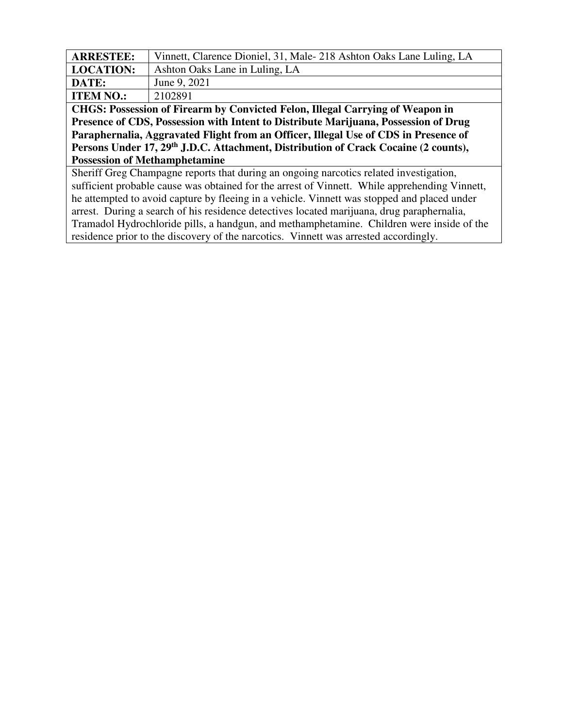| | |
|---|---|
| **ARRESTEE:** | Vinnett, Clarence Dioniel, 31, Male- 218 Ashton Oaks Lane Luling, LA |
| **LOCATION:** | Ashton Oaks Lane in Luling, LA |
| **DATE:** | June 9, 2021 |
| **ITEM NO.:** | 2102891 |
| **CHGS: Possession of Firearm by Convicted Felon, Illegal Carrying of Weapon in Presence of CDS, Possession with Intent to Distribute Marijuana, Possession of Drug Paraphernalia, Aggravated Flight from an Officer, Illegal Use of CDS in Presence of Persons Under 17, 29th J.D.C. Attachment, Distribution of Crack Cocaine (2 counts), Possession of Methamphetamine** | |
| Sheriff Greg Champagne reports that during an ongoing narcotics related investigation, sufficient probable cause was obtained for the arrest of Vinnett. While apprehending Vinnett, he attempted to avoid capture by fleeing in a vehicle. Vinnett was stopped and placed under arrest. During a search of his residence detectives located marijuana, drug paraphernalia, Tramadol Hydrochloride pills, a handgun, and methamphetamine. Children were inside of the residence prior to the discovery of the narcotics. Vinnett was arrested accordingly. | |